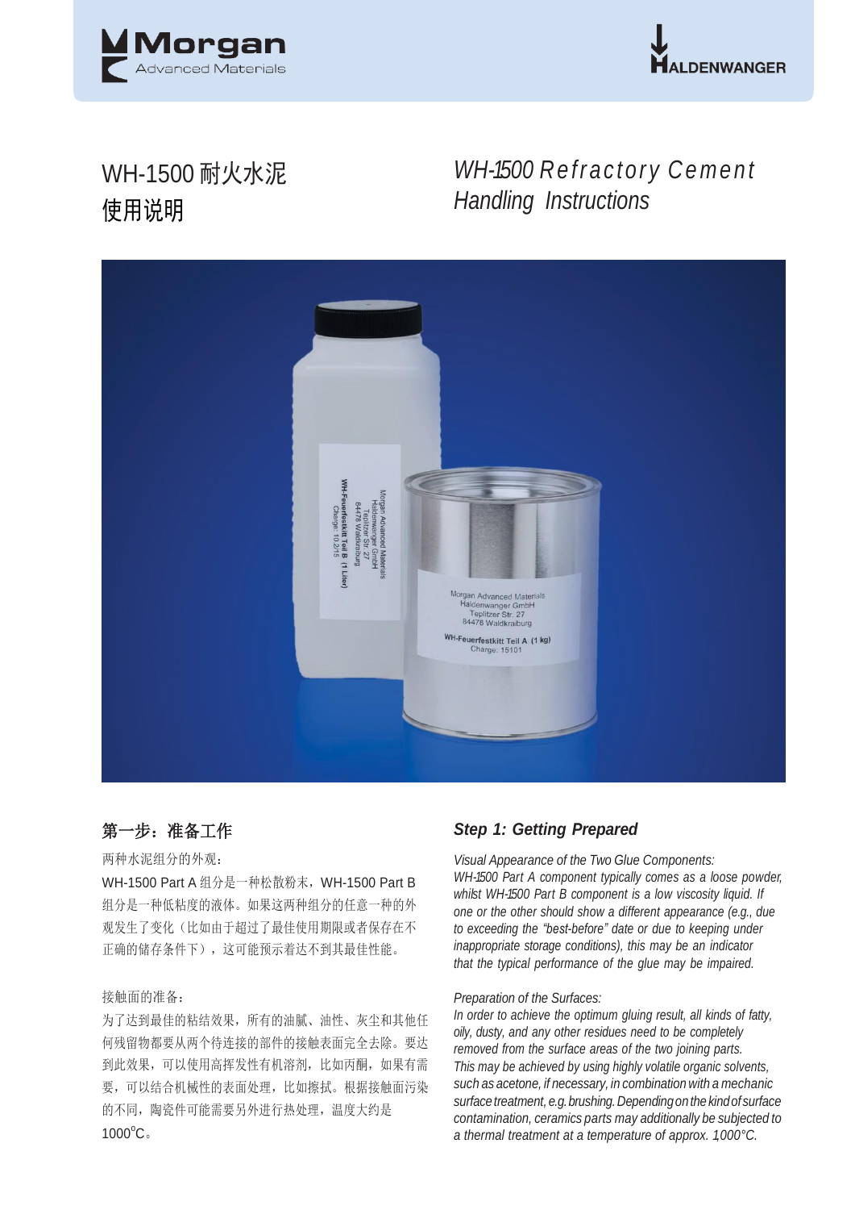# WH-1500 耐火水泥 使用说明

# *WH-1500 Refractory Cement Handling Instructions*

## 第一步：准备工作

两种水泥组分的外观：

WH-1500 Part A 组分是一种松散粉末，WH-1500 Part B 组分是一种低粘度的液体。如果这两种组分的任意一种的外观发生了变化（比如由于超过了最佳使用期限或者保存在不正确的储存条件下），这可能预示着达不到其最佳性能。

接触面的准备：

为了达到最佳的粘结效果，所有的油腻、油性、灰尘和其他任何残留物都要从两个待连接的部件的接触表面完全去除。要达到此效果，可以使用高挥发性有机溶剂，比如丙酮，如果有需要，可以结合机械性的表面处理，比如擦拭。根据接触面污染的不同，陶瓷件可能需要另外进行热处理，温度大约是1000°C。

## *Step 1: Getting Prepared*

*Visual Appearance of the Two Glue Components:*
*WH-1500 Part A component typically comes as a loose powder, whilst WH-1500 Part B component is a low viscosity liquid. If one or the other should show a different appearance (e.g., due to exceeding the "best-before" date or due to keeping under inappropriate storage conditions), this may be an indicator that the typical performance of the glue may be impaired.*

*Preparation of the Surfaces:*
*In order to achieve the optimum gluing result, all kinds of fatty, oily, dusty, and any other residues need to be completely removed from the surface areas of the two joining parts. This may be achieved by using highly volatile organic solvents, such as acetone, if necessary, in combination with a mechanic surface treatment, e.g. brushing. Depending on the kind of surface contamination, ceramics parts may additionally be subjected to a thermal treatment at a temperature of approx. 1,000°C.*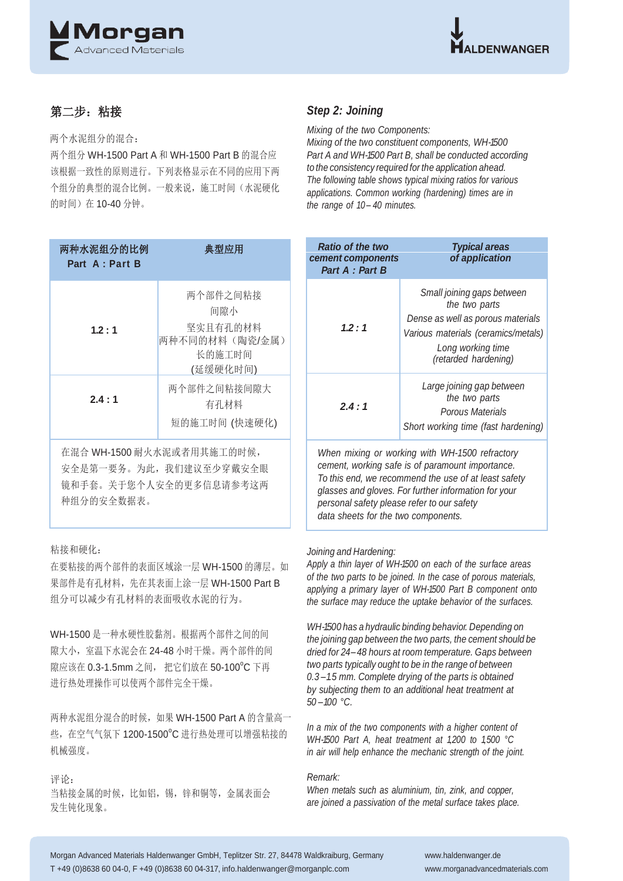## 第二步：粘接

两个水泥组分的混合：
两个组分 WH-1500 Part A 和 WH-1500 Part B 的混合应该根据一致性的原则进行。下列表格显示在不同的应用下两个组分的典型的混合比例。一般来说，施工时间（水泥硬化的时间）在 10-40 分钟。

| 两种水泥组分的比例 Part A : Part B | 典型应用 |
|---|---|
| 1.2 : 1 | 两个部件之间粘接间隙小<br>坚实且有孔的材料<br>两种不同的材料（陶瓷/金属）<br>长的施工时间<br>(延缓硬化时间) |
| 2.4 : 1 | 两个部件之间粘接间隙大<br>有孔材料<br>短的施工时间 (快速硬化) |

在混合 WH-1500 耐火水泥或者用其施工的时候，安全是第一要务。为此，我们建议至少穿戴安全眼镜和手套。关于您个人安全的更多信息请参考这两种组分的安全数据表。

粘接和硬化：
在要粘接的两个部件的表面区域涂一层 WH-1500 的薄层。如果部件是有孔材料，先在其表面上涂一层 WH-1500 Part B 组分可以减少有孔材料的表面吸收水泥的行为。

WH-1500 是一种水硬性胶黏剂。根据两个部件之间的间隙大小，室温下水泥会在 24-48 小时干燥。两个部件的间隙应该在 0.3-1.5mm 之间， 把它们放在 50-100°C 下再进行热处理操作可以使两个部件完全干燥。

两种水泥组分混合的时候，如果 WH-1500 Part A 的含量高一些，在空气气氛下 1200-1500°C 进行热处理可以增强粘接的机械强度。

评论：
当粘接金属的时候，比如铝，锡，锌和铜等，金属表面会发生钝化现象。

## *Step 2: Joining*

*Mixing of the two Components:*
*Mixing of the two constituent components, WH-1500 Part A and WH-1500 Part B, shall be conducted according to the consistency required for the application ahead. The following table shows typical mixing ratios for various applications. Common working (hardening) times are in the range of 10 – 40 minutes.*

| *Ratio of the two cement components Part A : Part B* | *Typical areas of application* |
|---|---|
| *1.2 : 1* | *Small joining gaps between the two parts*<br>*Dense as well as porous materials*<br>*Various materials (ceramics/metals)*<br>*Long working time (retarded hardening)* |
| *2.4 : 1* | *Large joining gap between the two parts*<br>*Porous Materials*<br>*Short working time (fast hardening)* |

*When mixing or working with WH-1500 refractory cement, working safe is of paramount importance. To this end, we recommend the use of at least safety glasses and gloves. For further information for your personal safety please refer to our safety data sheets for the two components.*

*Joining and Hardening:*
*Apply a thin layer of WH-1500 on each of the surface areas of the two parts to be joined. In the case of porous materials, applying a primary layer of WH-1500 Part B component onto the surface may reduce the uptake behavior of the surfaces.*

*WH-1500 has a hydraulic binding behavior. Depending on the joining gap between the two parts, the cement should be dried for 24 – 48 hours at room temperature. Gaps between two parts typically ought to be in the range of between 0.3 – 1.5 mm. Complete drying of the parts is obtained by subjecting them to an additional heat treatment at 50 – 100 °C.*

*In a mix of the two components with a higher content of WH-1500 Part A, heat treatment at 1,200 to 1,500 °C in air will help enhance the mechanic strength of the joint.*

*Remark:*
*When metals such as aluminium, tin, zink, and copper, are joined a passivation of the metal surface takes place.*

Morgan Advanced Materials Haldenwanger GmbH, Teplitzer Str. 27, 84478 Waldkraiburg, Germany
T +49 (0)8638 60 04-0, F +49 (0)8638 60 04-317, info.haldenwanger@morganplc.com
www.haldenwanger.de
www.morganadvancedmaterials.com